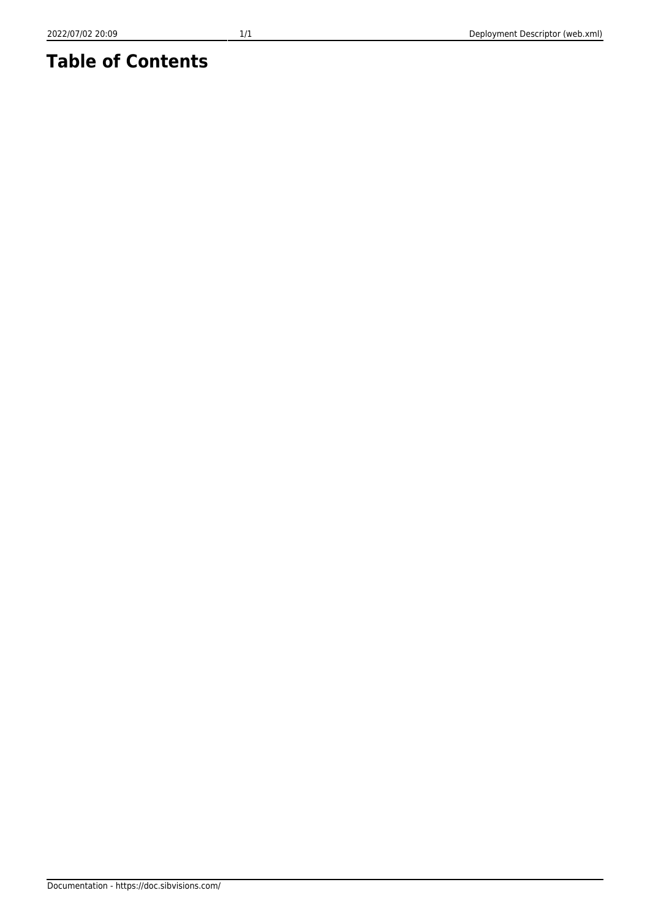# Table of Contents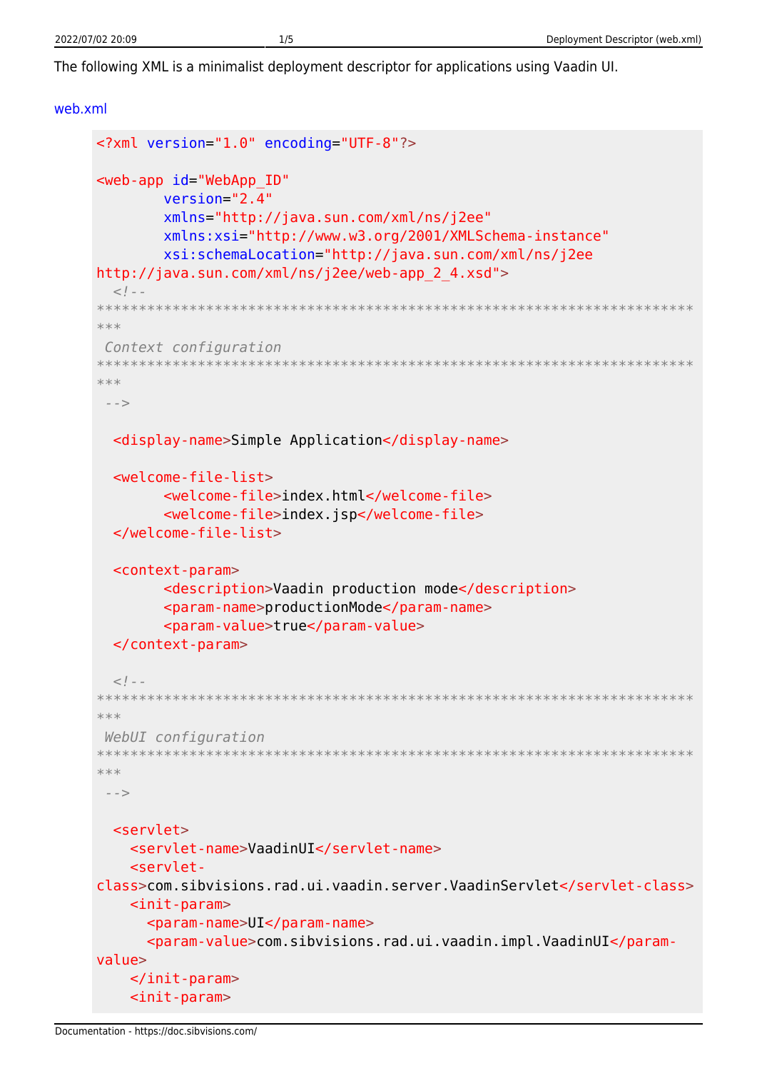The following XML is a minimalist deployment descriptor for applications using Vaadin UI.

web.xml

```
<?xml version="1.0" encoding="UTF-8"?>

<web-app id="WebApp_ID"
       version="2.4"
       xmlns="http://java.sun.com/xml/ns/j2ee"
       xmlns:xsi="http://www.w3.org/2001/XMLSchema-instance"
       xsi:schemaLocation="http://java.sun.com/xml/ns/j2ee
http://java.sun.com/xml/ns/j2ee/web-app_2_4.xsd">
  <!--
**********************************************************************
***
 Context configuration
**********************************************************************
***
 -->

  <display-name>Simple Application</display-name>

  <welcome-file-list>
       <welcome-file>index.html</welcome-file>
       <welcome-file>index.jsp</welcome-file>
  </welcome-file-list>

  <context-param>
       <description>Vaadin production mode</description>
       <param-name>productionMode</param-name>
       <param-value>true</param-value>
  </context-param>

  <!--
**********************************************************************
***
 WebUI configuration
**********************************************************************
***
 -->

  <servlet>
    <servlet-name>VaadinUI</servlet-name>
    <servlet-
class>com.sibvisions.rad.ui.vaadin.server.VaadinServlet</servlet-class>
    <init-param>
      <param-name>UI</param-name>
      <param-value>com.sibvisions.rad.ui.vaadin.impl.VaadinUI</param-
value>
    </init-param>
    <init-param>
```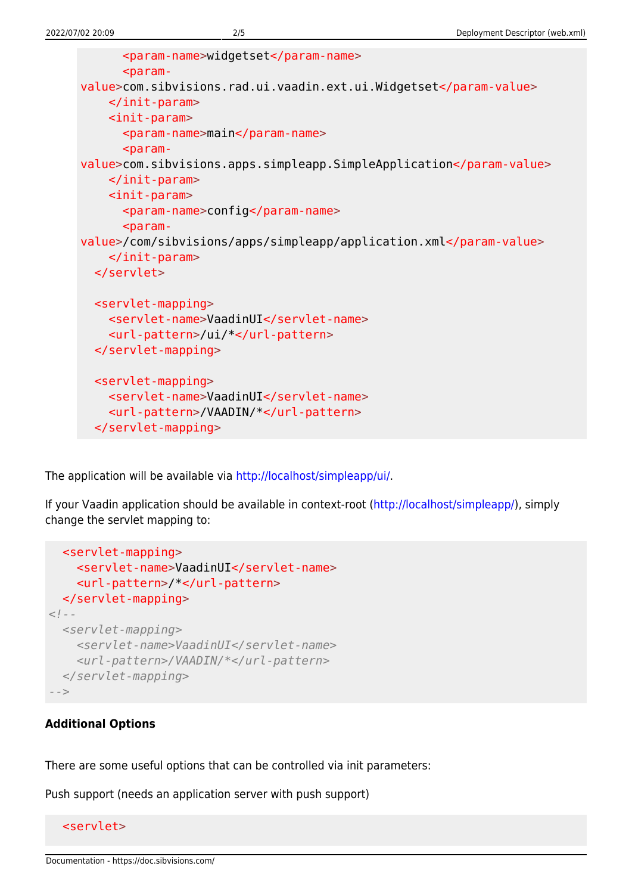```xml
      <param-name>widgetset</param-name>
      <param-value>com.sibvisions.rad.ui.vaadin.ext.ui.Widgetset</param-value>
    </init-param>
    <init-param>
      <param-name>main</param-name>
      <param-value>com.sibvisions.apps.simpleapp.SimpleApplication</param-value>
    </init-param>
    <init-param>
      <param-name>config</param-name>
      <param-value>/com/sibvisions/apps/simpleapp/application.xml</param-value>
    </init-param>
  </servlet>

  <servlet-mapping>
    <servlet-name>VaadinUI</servlet-name>
    <url-pattern>/ui/*</url-pattern>
  </servlet-mapping>

  <servlet-mapping>
    <servlet-name>VaadinUI</servlet-name>
    <url-pattern>/VAADIN/*</url-pattern>
  </servlet-mapping>
```

The application will be available via http://localhost/simpleapp/ui/.

If your Vaadin application should be available in context-root (http://localhost/simpleapp/), simply change the servlet mapping to:

```xml
  <servlet-mapping>
    <servlet-name>VaadinUI</servlet-name>
    <url-pattern>/*</url-pattern>
  </servlet-mapping>
<!--
  <servlet-mapping>
    <servlet-name>VaadinUI</servlet-name>
    <url-pattern>/VAADIN/*</url-pattern>
  </servlet-mapping>
-->
```

**Additional Options**

There are some useful options that can be controlled via init parameters:

Push support (needs an application server with push support)

```xml
  <servlet>
```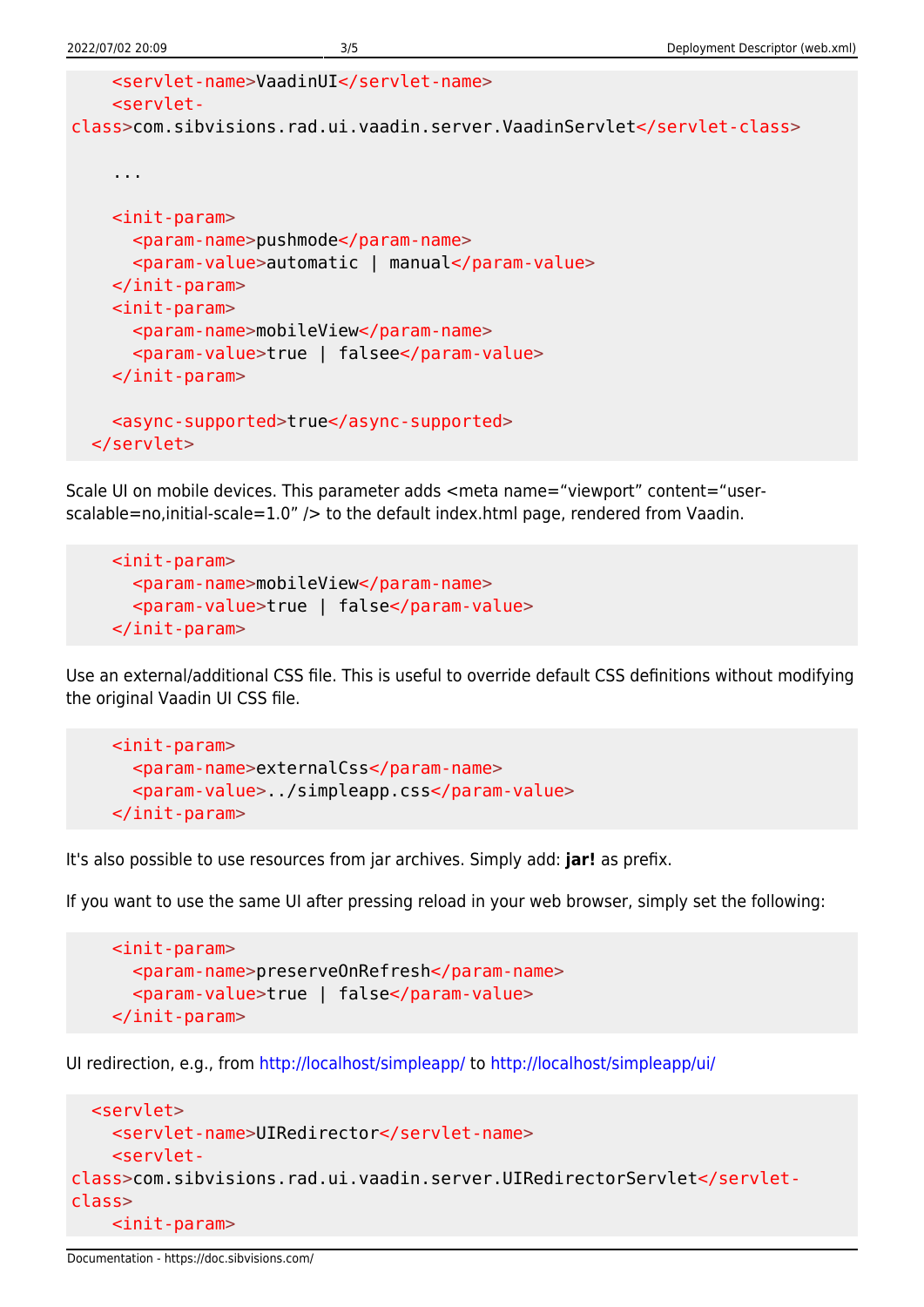```xml
    <servlet-name>VaadinUI</servlet-name>
    <servlet-class>com.sibvisions.rad.ui.vaadin.server.VaadinServlet</servlet-class>

    ...

    <init-param>
      <param-name>pushmode</param-name>
      <param-value>automatic | manual</param-value>
    </init-param>
    <init-param>
      <param-name>mobileView</param-name>
      <param-value>true | falsee</param-value>
    </init-param>

    <async-supported>true</async-supported>
  </servlet>
```

Scale UI on mobile devices. This parameter adds <meta name="viewport" content="user-scalable=no,initial-scale=1.0" /> to the default index.html page, rendered from Vaadin.

```xml
    <init-param>
      <param-name>mobileView</param-name>
      <param-value>true | false</param-value>
    </init-param>
```

Use an external/additional CSS file. This is useful to override default CSS definitions without modifying the original Vaadin UI CSS file.

```xml
    <init-param>
      <param-name>externalCss</param-name>
      <param-value>../simpleapp.css</param-value>
    </init-param>
```

It's also possible to use resources from jar archives. Simply add: **jar!** as prefix.

If you want to use the same UI after pressing reload in your web browser, simply set the following:

```xml
    <init-param>
      <param-name>preserveOnRefresh</param-name>
      <param-value>true | false</param-value>
    </init-param>
```

UI redirection, e.g., from http://localhost/simpleapp/ to http://localhost/simpleapp/ui/

```xml
  <servlet>
    <servlet-name>UIRedirector</servlet-name>
    <servlet-class>com.sibvisions.rad.ui.vaadin.server.UIRedirectorServlet</servlet-class>
    <init-param>
```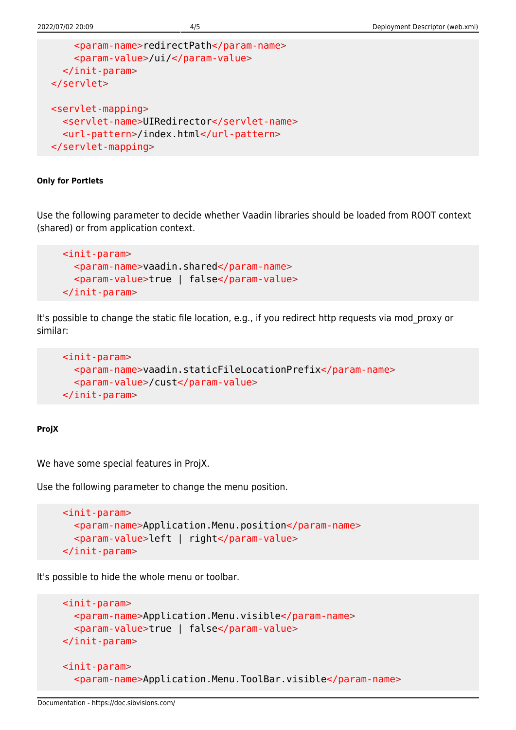```xml
      <param-name>redirectPath</param-name>
      <param-value>/ui/</param-value>
    </init-param>
  </servlet>

  <servlet-mapping>
    <servlet-name>UIRedirector</servlet-name>
    <url-pattern>/index.html</url-pattern>
  </servlet-mapping>
```

#### Only for Portlets

Use the following parameter to decide whether Vaadin libraries should be loaded from ROOT context (shared) or from application context.

```xml
    <init-param>
      <param-name>vaadin.shared</param-name>
      <param-value>true | false</param-value>
    </init-param>
```

It's possible to change the static file location, e.g., if you redirect http requests via mod_proxy or similar:

```xml
    <init-param>
      <param-name>vaadin.staticFileLocationPrefix</param-name>
      <param-value>/cust</param-value>
    </init-param>
```

#### ProjX

We have some special features in ProjX.

Use the following parameter to change the menu position.

```xml
    <init-param>
      <param-name>Application.Menu.position</param-name>
      <param-value>left | right</param-value>
    </init-param>
```

It's possible to hide the whole menu or toolbar.

```xml
    <init-param>
      <param-name>Application.Menu.visible</param-name>
      <param-value>true | false</param-value>
    </init-param>

    <init-param>
      <param-name>Application.Menu.ToolBar.visible</param-name>
```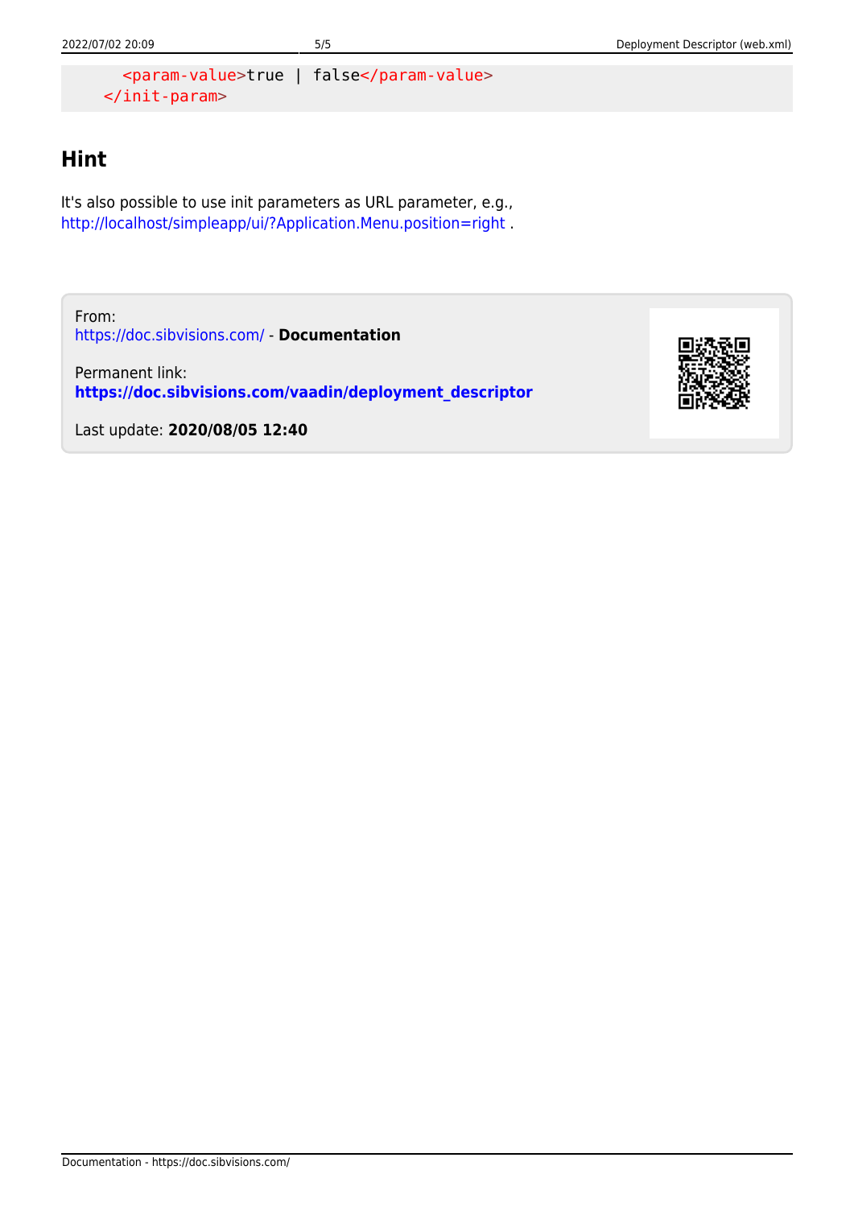```
    <param-value>true | false</param-value>
  </init-param>
```

## Hint

It's also possible to use init parameters as URL parameter, e.g., http://localhost/simpleapp/ui/?Application.Menu.position=right .

From:
https://doc.sibvisions.com/ - **Documentation**

Permanent link:
**https://doc.sibvisions.com/vaadin/deployment_descriptor**

Last update: **2020/08/05 12:40**